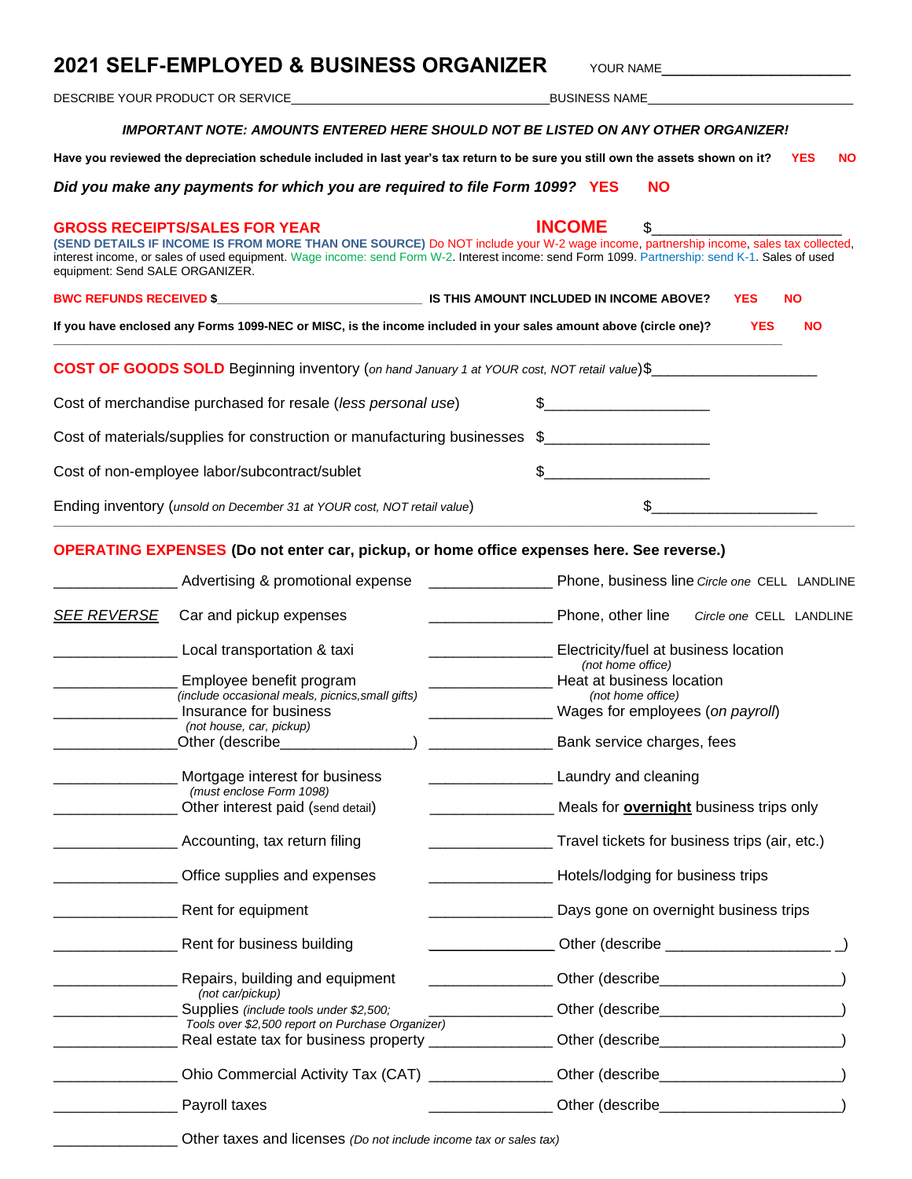# 2021 SELF-EMPLOYED & BUSINESS ORGANIZER

YOUR NAME______________________

DESCRIBE YOUR PRODUCT OR SERVICE____________________________________BUSINESS NAME_____________________________

***IMPORTANT NOTE: AMOUNTS ENTERED HERE SHOULD NOT BE LISTED ON ANY OTHER ORGANIZER!***

**Have you reviewed the depreciation schedule included in last year's tax return to be sure you still own the assets shown on it? YES NO**

***Did you make any payments for which you are required to file Form 1099? YES NO***

## GROSS RECEIPTS/SALES FOR YEAR

**INCOME** $______________________

**(SEND DETAILS IF INCOME IS FROM MORE THAN ONE SOURCE)** Do NOT include your W-2 wage income, partnership income, sales tax collected, interest income, or sales of used equipment. Wage income: send Form W-2. Interest income: send Form 1099. Partnership: send K-1. Sales of used equipment: Send SALE ORGANIZER.

**BWC REFUNDS RECEIVED $____________________________ IS THIS AMOUNT INCLUDED IN INCOME ABOVE? YES NO**

**If you have enclosed any Forms 1099-NEC or MISC, is the income included in your sales amount above (circle one)? YES NO**

## COST OF GOODS SOLD

Beginning inventory (*on hand January 1 at YOUR cost, NOT retail value*)$____________________

Cost of merchandise purchased for resale (*less personal use*) $____________________

Cost of materials/supplies for construction or manufacturing businesses $____________________

Cost of non-employee labor/subcontract/sublet $____________________

Ending inventory (*unsold on December 31 at YOUR cost, NOT retail value*) $____________________

## OPERATING EXPENSES (Do not enter car, pickup, or home office expenses here. See reverse.)

_______________ Advertising & promotional expense

*SEE REVERSE* Car and pickup expenses

_______________ Local transportation & taxi

_______________ Employee benefit program
*(include occasional meals, picnics,small gifts)*

_______________ Insurance for business
*(not house, car, pickup)*

_______________Other (describe_______________)

_______________ Mortgage interest for business
*(must enclose Form 1098)*

_______________ Other interest paid (send detail)

_______________ Accounting, tax return filing

_______________ Office supplies and expenses

_______________ Rent for equipment

_______________ Rent for business building

_______________ Repairs, building and equipment
*(not car/pickup)*

_______________ Supplies *(include tools under $2,500; Tools over $2,500 report on Purchase Organizer)*

_______________ Real estate tax for business property

_______________ Ohio Commercial Activity Tax (CAT)

_______________ Payroll taxes

_______________ Other taxes and licenses *(Do not include income tax or sales tax)*

_______________ Phone, business line *Circle one* CELL LANDLINE

_______________ Phone, other line *Circle one* CELL LANDLINE

_______________ Electricity/fuel at business location
*(not home office)*

_______________ Heat at business location
*(not home office)*

_______________ Wages for employees (*on payroll*)

_______________ Bank service charges, fees

_______________ Laundry and cleaning

_______________ Meals for **overnight** business trips only

_______________ Travel tickets for business trips (air, etc.)

_______________ Hotels/lodging for business trips

_______________ Days gone on overnight business trips

_______________ Other (describe ____________________ )

_______________ Other (describe_____________________)

_______________ Other (describe_____________________)

_______________ Other (describe_____________________)

_______________ Other (describe_____________________)

_______________ Other (describe_____________________)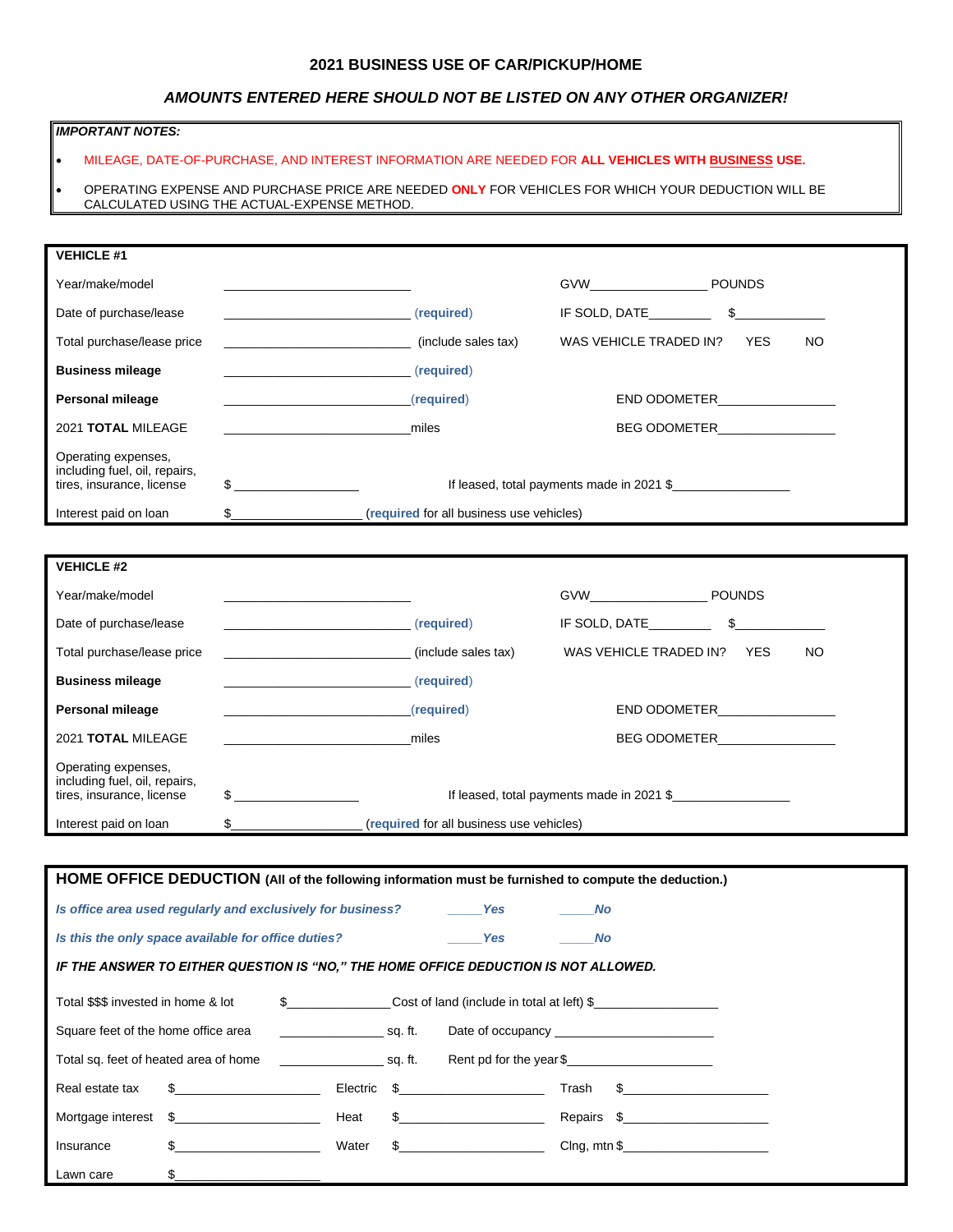# 2021 BUSINESS USE OF CAR/PICKUP/HOME

***AMOUNTS ENTERED HERE SHOULD NOT BE LISTED ON ANY OTHER ORGANIZER!***

***IMPORTANT NOTES:***

- MILEAGE, DATE-OF-PURCHASE, AND INTEREST INFORMATION ARE NEEDED FOR **ALL VEHICLES WITH BUSINESS USE.**
- OPERATING EXPENSE AND PURCHASE PRICE ARE NEEDED **ONLY** FOR VEHICLES FOR WHICH YOUR DEDUCTION WILL BE CALCULATED USING THE ACTUAL-EXPENSE METHOD.

## VEHICLE #1

| | | | |
|---|---|---|---|
| Year/make/model | ____________________ | | GVW______________ POUNDS |
| Date of purchase/lease | ____________________ | (required) | IF SOLD, DATE________ $___________ |
| Total purchase/lease price | ____________________ | (include sales tax) | WAS VEHICLE TRADED IN? YES NO |
| **Business mileage** | ____________________ | (required) | |
| **Personal mileage** | ____________________ | (required) | END ODOMETER______________ |
| 2021 **TOTAL** MILEAGE | ____________________ | miles | BEG ODOMETER______________ |
| Operating expenses, including fuel, oil, repairs, tires, insurance, license | $ ______________ | | If leased, total payments made in 2021 $______________ |
| Interest paid on loan | $______________ | (required for all business use vehicles) | |

## VEHICLE #2

| | | | |
|---|---|---|---|
| Year/make/model | ____________________ | | GVW______________ POUNDS |
| Date of purchase/lease | ____________________ | (required) | IF SOLD, DATE________ $___________ |
| Total purchase/lease price | ____________________ | (include sales tax) | WAS VEHICLE TRADED IN? YES NO |
| **Business mileage** | ____________________ | (required) | |
| **Personal mileage** | ____________________ | (required) | END ODOMETER______________ |
| 2021 **TOTAL** MILEAGE | ____________________ | miles | BEG ODOMETER______________ |
| Operating expenses, including fuel, oil, repairs, tires, insurance, license | $ ______________ | | If leased, total payments made in 2021 $______________ |
| Interest paid on loan | $______________ | (required for all business use vehicles) | |

## HOME OFFICE DEDUCTION **(All of the following information must be furnished to compute the deduction.)**

***Is office area used regularly and exclusively for business?*** _____***Yes*** _____***No***

***Is this the only space available for office duties?*** _____***Yes*** _____***No***

***IF THE ANSWER TO EITHER QUESTION IS "NO," THE HOME OFFICE DEDUCTION IS NOT ALLOWED.***

Total $$$ invested in home & lot $______________ Cost of land (include in total at left) $________________

Square feet of the home office area ______________ sq. ft. Date of occupancy ____________________

Total sq. feet of heated area of home ______________ sq. ft. Rent pd for the year $__________________

| | | | | | |
|---|---|---|---|---|---|
| Real estate tax | $________________ | Electric | $________________ | Trash | $________________ |
| Mortgage interest | $________________ | Heat | $________________ | Repairs | $________________ |
| Insurance | $________________ | Water | $________________ | Clng, mtn | $________________ |
| Lawn care | $________________ | | | | |